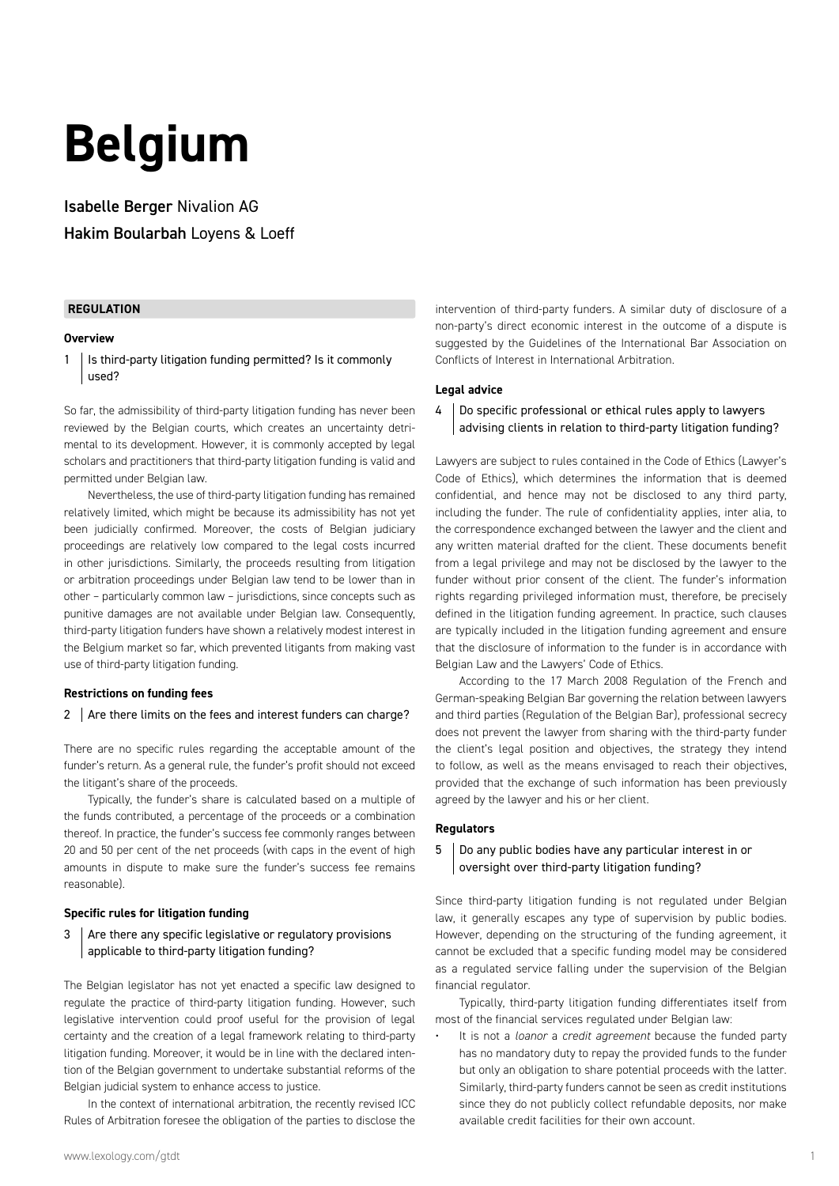# Belgium

**Isabelle Berger** Nivalion AG

**Hakim Boularbah** Loyens & Loeff

## REGULATION

### Overview

**1 Is third-party litigation funding permitted? Is it commonly used?**

So far, the admissibility of third-party litigation funding has never been reviewed by the Belgian courts, which creates an uncertainty detrimental to its development. However, it is commonly accepted by legal scholars and practitioners that third-party litigation funding is valid and permitted under Belgian law.

Nevertheless, the use of third-party litigation funding has remained relatively limited, which might be because its admissibility has not yet been judicially confirmed. Moreover, the costs of Belgian judiciary proceedings are relatively low compared to the legal costs incurred in other jurisdictions. Similarly, the proceeds resulting from litigation or arbitration proceedings under Belgian law tend to be lower than in other – particularly common law – jurisdictions, since concepts such as punitive damages are not available under Belgian law. Consequently, third-party litigation funders have shown a relatively modest interest in the Belgium market so far, which prevented litigants from making vast use of third-party litigation funding.

### Restrictions on funding fees

**2 Are there limits on the fees and interest funders can charge?**

There are no specific rules regarding the acceptable amount of the funder's return. As a general rule, the funder's profit should not exceed the litigant's share of the proceeds.

Typically, the funder's share is calculated based on a multiple of the funds contributed, a percentage of the proceeds or a combination thereof. In practice, the funder's success fee commonly ranges between 20 and 50 per cent of the net proceeds (with caps in the event of high amounts in dispute to make sure the funder's success fee remains reasonable).

### Specific rules for litigation funding

**3 Are there any specific legislative or regulatory provisions applicable to third-party litigation funding?**

The Belgian legislator has not yet enacted a specific law designed to regulate the practice of third-party litigation funding. However, such legislative intervention could proof useful for the provision of legal certainty and the creation of a legal framework relating to third-party litigation funding. Moreover, it would be in line with the declared intention of the Belgian government to undertake substantial reforms of the Belgian judicial system to enhance access to justice.

In the context of international arbitration, the recently revised ICC Rules of Arbitration foresee the obligation of the parties to disclose the intervention of third-party funders. A similar duty of disclosure of a non-party's direct economic interest in the outcome of a dispute is suggested by the Guidelines of the International Bar Association on Conflicts of Interest in International Arbitration.

### Legal advice

**4 Do specific professional or ethical rules apply to lawyers advising clients in relation to third-party litigation funding?**

Lawyers are subject to rules contained in the Code of Ethics (Lawyer's Code of Ethics), which determines the information that is deemed confidential, and hence may not be disclosed to any third party, including the funder. The rule of confidentiality applies, inter alia, to the correspondence exchanged between the lawyer and the client and any written material drafted for the client. These documents benefit from a legal privilege and may not be disclosed by the lawyer to the funder without prior consent of the client. The funder's information rights regarding privileged information must, therefore, be precisely defined in the litigation funding agreement. In practice, such clauses are typically included in the litigation funding agreement and ensure that the disclosure of information to the funder is in accordance with Belgian Law and the Lawyers' Code of Ethics.

According to the 17 March 2008 Regulation of the French and German-speaking Belgian Bar governing the relation between lawyers and third parties (Regulation of the Belgian Bar), professional secrecy does not prevent the lawyer from sharing with the third-party funder the client's legal position and objectives, the strategy they intend to follow, as well as the means envisaged to reach their objectives, provided that the exchange of such information has been previously agreed by the lawyer and his or her client.

### Regulators

**5 Do any public bodies have any particular interest in or oversight over third-party litigation funding?**

Since third-party litigation funding is not regulated under Belgian law, it generally escapes any type of supervision by public bodies. However, depending on the structuring of the funding agreement, it cannot be excluded that a specific funding model may be considered as a regulated service falling under the supervision of the Belgian financial regulator.

Typically, third-party litigation funding differentiates itself from most of the financial services regulated under Belgian law:

- It is not a *loan*or a *credit agreement* because the funded party has no mandatory duty to repay the provided funds to the funder but only an obligation to share potential proceeds with the latter. Similarly, third-party funders cannot be seen as credit institutions since they do not publicly collect refundable deposits, nor make available credit facilities for their own account.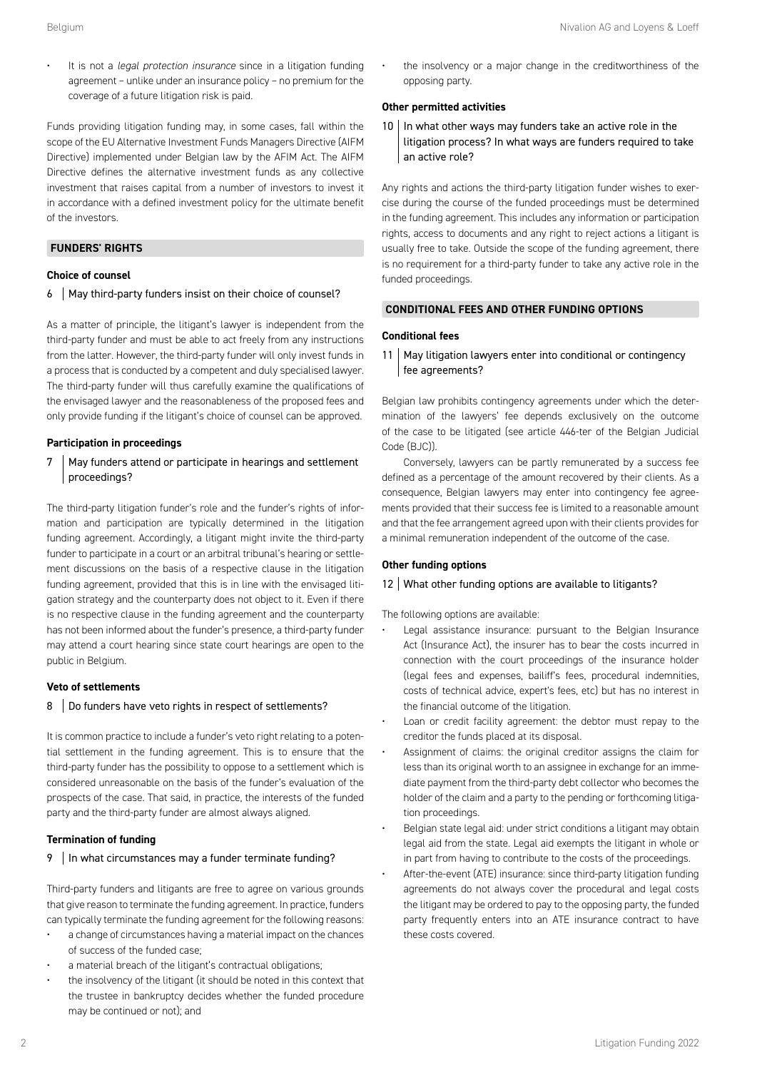- It is not a *legal protection insurance* since in a litigation funding agreement – unlike under an insurance policy – no premium for the coverage of a future litigation risk is paid.

Funds providing litigation funding may, in some cases, fall within the scope of the EU Alternative Investment Funds Managers Directive (AIFM Directive) implemented under Belgian law by the AFIM Act. The AIFM Directive defines the alternative investment funds as any collective investment that raises capital from a number of investors to invest it in accordance with a defined investment policy for the ultimate benefit of the investors.

## FUNDERS' RIGHTS

### Choice of counsel

**6 | May third-party funders insist on their choice of counsel?**

As a matter of principle, the litigant's lawyer is independent from the third-party funder and must be able to act freely from any instructions from the latter. However, the third-party funder will only invest funds in a process that is conducted by a competent and duly specialised lawyer. The third-party funder will thus carefully examine the qualifications of the envisaged lawyer and the reasonableness of the proposed fees and only provide funding if the litigant's choice of counsel can be approved.

### Participation in proceedings

**7 | May funders attend or participate in hearings and settlement proceedings?**

The third-party litigation funder's role and the funder's rights of information and participation are typically determined in the litigation funding agreement. Accordingly, a litigant might invite the third-party funder to participate in a court or an arbitral tribunal's hearing or settlement discussions on the basis of a respective clause in the litigation funding agreement, provided that this is in line with the envisaged litigation strategy and the counterparty does not object to it. Even if there is no respective clause in the funding agreement and the counterparty has not been informed about the funder's presence, a third-party funder may attend a court hearing since state court hearings are open to the public in Belgium.

### Veto of settlements

**8 | Do funders have veto rights in respect of settlements?**

It is common practice to include a funder's veto right relating to a potential settlement in the funding agreement. This is to ensure that the third-party funder has the possibility to oppose to a settlement which is considered unreasonable on the basis of the funder's evaluation of the prospects of the case. That said, in practice, the interests of the funded party and the third-party funder are almost always aligned.

### Termination of funding

**9 | In what circumstances may a funder terminate funding?**

Third-party funders and litigants are free to agree on various grounds that give reason to terminate the funding agreement. In practice, funders can typically terminate the funding agreement for the following reasons:

- a change of circumstances having a material impact on the chances of success of the funded case;
- a material breach of the litigant's contractual obligations;
- the insolvency of the litigant (it should be noted in this context that the trustee in bankruptcy decides whether the funded procedure may be continued or not); and
- the insolvency or a major change in the creditworthiness of the opposing party.

### Other permitted activities

**10 | In what other ways may funders take an active role in the litigation process? In what ways are funders required to take an active role?**

Any rights and actions the third-party litigation funder wishes to exercise during the course of the funded proceedings must be determined in the funding agreement. This includes any information or participation rights, access to documents and any right to reject actions a litigant is usually free to take. Outside the scope of the funding agreement, there is no requirement for a third-party funder to take any active role in the funded proceedings.

## CONDITIONAL FEES AND OTHER FUNDING OPTIONS

### Conditional fees

**11 | May litigation lawyers enter into conditional or contingency fee agreements?**

Belgian law prohibits contingency agreements under which the determination of the lawyers' fee depends exclusively on the outcome of the case to be litigated (see article 446-ter of the Belgian Judicial Code (BJC)).

Conversely, lawyers can be partly remunerated by a success fee defined as a percentage of the amount recovered by their clients. As a consequence, Belgian lawyers may enter into contingency fee agreements provided that their success fee is limited to a reasonable amount and that the fee arrangement agreed upon with their clients provides for a minimal remuneration independent of the outcome of the case.

### Other funding options

**12 | What other funding options are available to litigants?**

The following options are available:

- Legal assistance insurance: pursuant to the Belgian Insurance Act (Insurance Act), the insurer has to bear the costs incurred in connection with the court proceedings of the insurance holder (legal fees and expenses, bailiff's fees, procedural indemnities, costs of technical advice, expert's fees, etc) but has no interest in the financial outcome of the litigation.
- Loan or credit facility agreement: the debtor must repay to the creditor the funds placed at its disposal.
- Assignment of claims: the original creditor assigns the claim for less than its original worth to an assignee in exchange for an immediate payment from the third-party debt collector who becomes the holder of the claim and a party to the pending or forthcoming litigation proceedings.
- Belgian state legal aid: under strict conditions a litigant may obtain legal aid from the state. Legal aid exempts the litigant in whole or in part from having to contribute to the costs of the proceedings.
- After-the-event (ATE) insurance: since third-party litigation funding agreements do not always cover the procedural and legal costs the litigant may be ordered to pay to the opposing party, the funded party frequently enters into an ATE insurance contract to have these costs covered.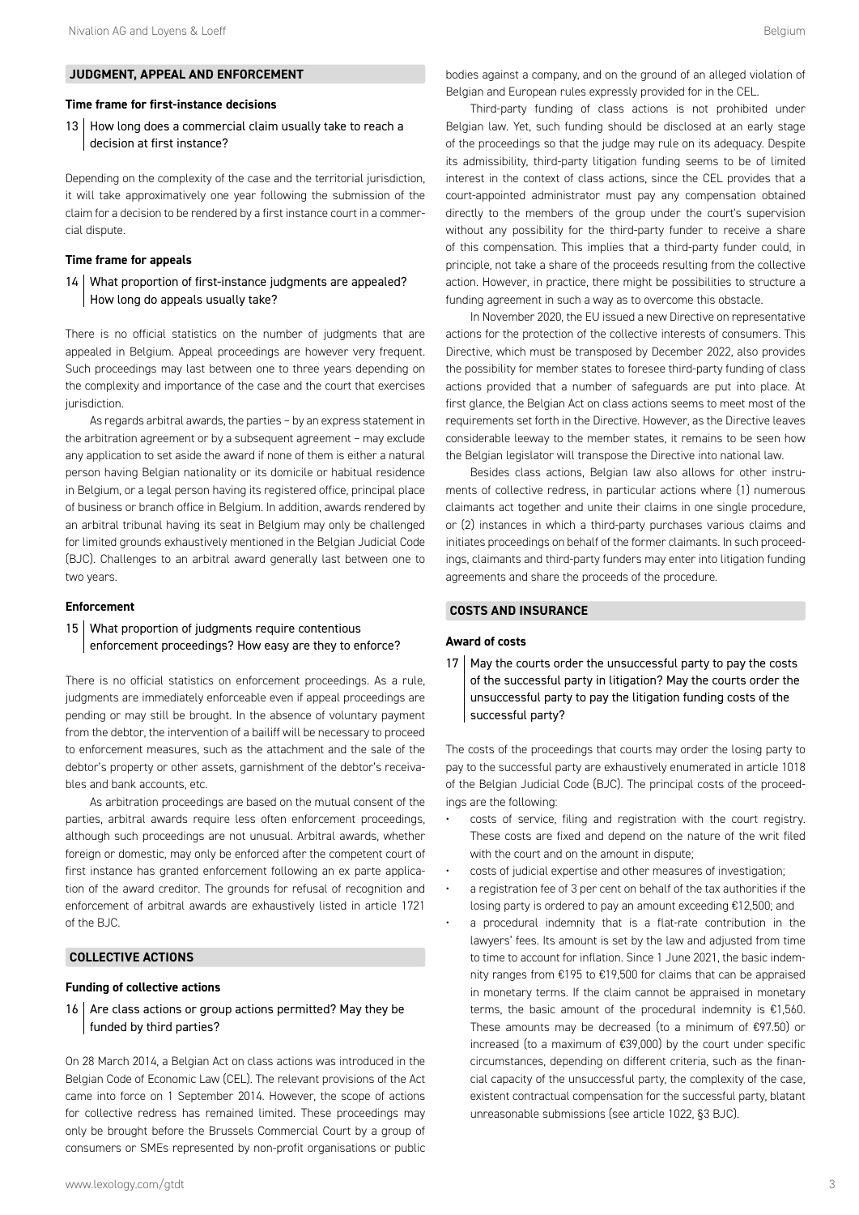## JUDGMENT, APPEAL AND ENFORCEMENT

### Time frame for first-instance decisions

**13 | How long does a commercial claim usually take to reach a decision at first instance?**

Depending on the complexity of the case and the territorial jurisdiction, it will take approximatively one year following the submission of the claim for a decision to be rendered by a first instance court in a commercial dispute.

### Time frame for appeals

**14 | What proportion of first-instance judgments are appealed? How long do appeals usually take?**

There is no official statistics on the number of judgments that are appealed in Belgium. Appeal proceedings are however very frequent. Such proceedings may last between one to three years depending on the complexity and importance of the case and the court that exercises jurisdiction.

As regards arbitral awards, the parties – by an express statement in the arbitration agreement or by a subsequent agreement – may exclude any application to set aside the award if none of them is either a natural person having Belgian nationality or its domicile or habitual residence in Belgium, or a legal person having its registered office, principal place of business or branch office in Belgium. In addition, awards rendered by an arbitral tribunal having its seat in Belgium may only be challenged for limited grounds exhaustively mentioned in the Belgian Judicial Code (BJC). Challenges to an arbitral award generally last between one to two years.

### Enforcement

**15 | What proportion of judgments require contentious enforcement proceedings? How easy are they to enforce?**

There is no official statistics on enforcement proceedings. As a rule, judgments are immediately enforceable even if appeal proceedings are pending or may still be brought. In the absence of voluntary payment from the debtor, the intervention of a bailiff will be necessary to proceed to enforcement measures, such as the attachment and the sale of the debtor's property or other assets, garnishment of the debtor's receivables and bank accounts, etc.

As arbitration proceedings are based on the mutual consent of the parties, arbitral awards require less often enforcement proceedings, although such proceedings are not unusual. Arbitral awards, whether foreign or domestic, may only be enforced after the competent court of first instance has granted enforcement following an ex parte application of the award creditor. The grounds for refusal of recognition and enforcement of arbitral awards are exhaustively listed in article 1721 of the BJC.

## COLLECTIVE ACTIONS

### Funding of collective actions

**16 | Are class actions or group actions permitted? May they be funded by third parties?**

On 28 March 2014, a Belgian Act on class actions was introduced in the Belgian Code of Economic Law (CEL). The relevant provisions of the Act came into force on 1 September 2014. However, the scope of actions for collective redress has remained limited. These proceedings may only be brought before the Brussels Commercial Court by a group of consumers or SMEs represented by non-profit organisations or public bodies against a company, and on the ground of an alleged violation of Belgian and European rules expressly provided for in the CEL.

Third-party funding of class actions is not prohibited under Belgian law. Yet, such funding should be disclosed at an early stage of the proceedings so that the judge may rule on its adequacy. Despite its admissibility, third-party litigation funding seems to be of limited interest in the context of class actions, since the CEL provides that a court-appointed administrator must pay any compensation obtained directly to the members of the group under the court's supervision without any possibility for the third-party funder to receive a share of this compensation. This implies that a third-party funder could, in principle, not take a share of the proceeds resulting from the collective action. However, in practice, there might be possibilities to structure a funding agreement in such a way as to overcome this obstacle.

In November 2020, the EU issued a new Directive on representative actions for the protection of the collective interests of consumers. This Directive, which must be transposed by December 2022, also provides the possibility for member states to foresee third-party funding of class actions provided that a number of safeguards are put into place. At first glance, the Belgian Act on class actions seems to meet most of the requirements set forth in the Directive. However, as the Directive leaves considerable leeway to the member states, it remains to be seen how the Belgian legislator will transpose the Directive into national law.

Besides class actions, Belgian law also allows for other instruments of collective redress, in particular actions where (1) numerous claimants act together and unite their claims in one single procedure, or (2) instances in which a third-party purchases various claims and initiates proceedings on behalf of the former claimants. In such proceedings, claimants and third-party funders may enter into litigation funding agreements and share the proceeds of the procedure.

## COSTS AND INSURANCE

### Award of costs

**17 | May the courts order the unsuccessful party to pay the costs of the successful party in litigation? May the courts order the unsuccessful party to pay the litigation funding costs of the successful party?**

The costs of the proceedings that courts may order the losing party to pay to the successful party are exhaustively enumerated in article 1018 of the Belgian Judicial Code (BJC). The principal costs of the proceedings are the following:

- costs of service, filing and registration with the court registry. These costs are fixed and depend on the nature of the writ filed with the court and on the amount in dispute;
- costs of judicial expertise and other measures of investigation;
- a registration fee of 3 per cent on behalf of the tax authorities if the losing party is ordered to pay an amount exceeding €12,500; and
- a procedural indemnity that is a flat-rate contribution in the lawyers' fees. Its amount is set by the law and adjusted from time to time to account for inflation. Since 1 June 2021, the basic indemnity ranges from €195 to €19,500 for claims that can be appraised in monetary terms. If the claim cannot be appraised in monetary terms, the basic amount of the procedural indemnity is €1,560. These amounts may be decreased (to a minimum of €97.50) or increased (to a maximum of €39,000) by the court under specific circumstances, depending on different criteria, such as the financial capacity of the unsuccessful party, the complexity of the case, existent contractual compensation for the successful party, blatant unreasonable submissions (see article 1022, §3 BJC).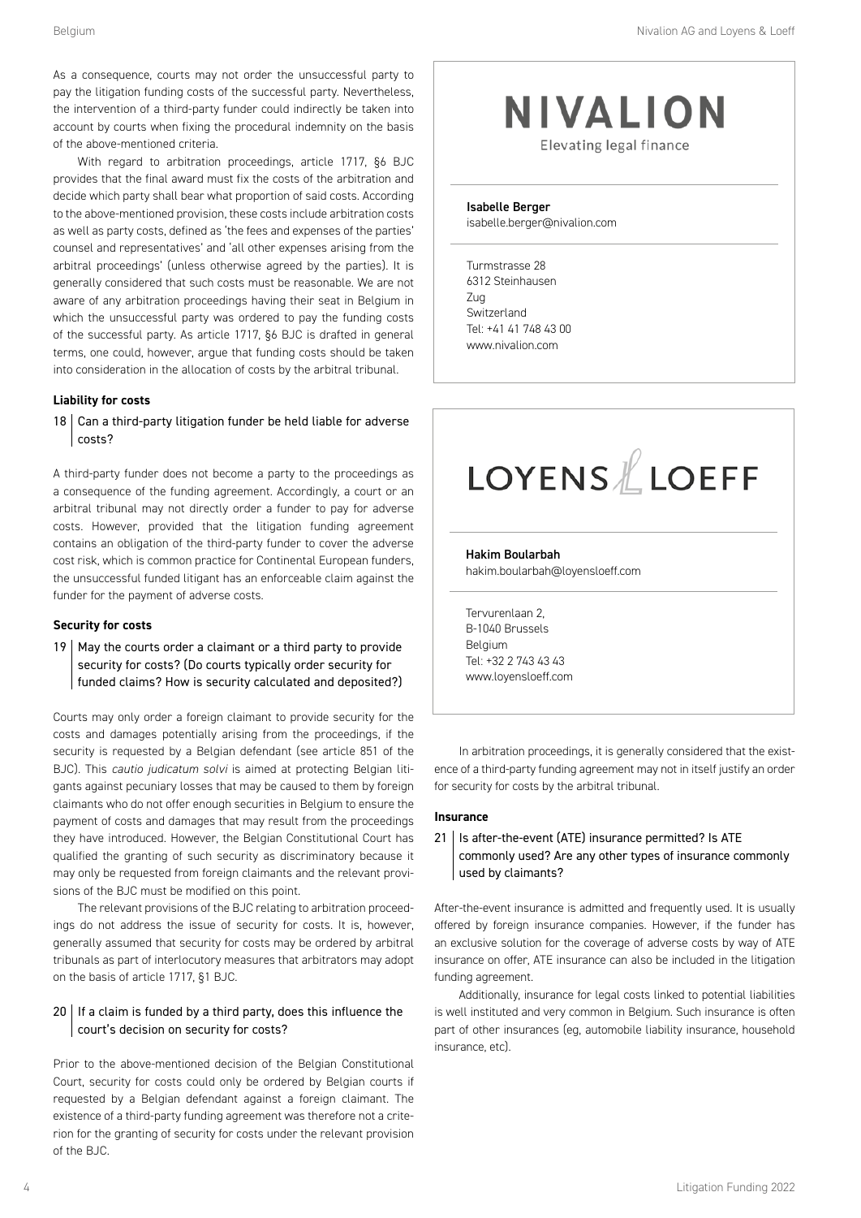As a consequence, courts may not order the unsuccessful party to pay the litigation funding costs of the successful party. Nevertheless, the intervention of a third-party funder could indirectly be taken into account by courts when fixing the procedural indemnity on the basis of the above-mentioned criteria.

With regard to arbitration proceedings, article 1717, §6 BJC provides that the final award must fix the costs of the arbitration and decide which party shall bear what proportion of said costs. According to the above-mentioned provision, these costs include arbitration costs as well as party costs, defined as 'the fees and expenses of the parties' counsel and representatives' and 'all other expenses arising from the arbitral proceedings' (unless otherwise agreed by the parties). It is generally considered that such costs must be reasonable. We are not aware of any arbitration proceedings having their seat in Belgium in which the unsuccessful party was ordered to pay the funding costs of the successful party. As article 1717, §6 BJC is drafted in general terms, one could, however, argue that funding costs should be taken into consideration in the allocation of costs by the arbitral tribunal.

#### Liability for costs

### 18 Can a third-party litigation funder be held liable for adverse costs?

A third-party funder does not become a party to the proceedings as a consequence of the funding agreement. Accordingly, a court or an arbitral tribunal may not directly order a funder to pay for adverse costs. However, provided that the litigation funding agreement contains an obligation of the third-party funder to cover the adverse cost risk, which is common practice for Continental European funders, the unsuccessful funded litigant has an enforceable claim against the funder for the payment of adverse costs.

#### Security for costs

### 19 May the courts order a claimant or a third party to provide security for costs? (Do courts typically order security for funded claims? How is security calculated and deposited?)

Courts may only order a foreign claimant to provide security for the costs and damages potentially arising from the proceedings, if the security is requested by a Belgian defendant (see article 851 of the BJC). This *cautio judicatum solvi* is aimed at protecting Belgian litigants against pecuniary losses that may be caused to them by foreign claimants who do not offer enough securities in Belgium to ensure the payment of costs and damages that may result from the proceedings they have introduced. However, the Belgian Constitutional Court has qualified the granting of such security as discriminatory because it may only be requested from foreign claimants and the relevant provisions of the BJC must be modified on this point.

The relevant provisions of the BJC relating to arbitration proceedings do not address the issue of security for costs. It is, however, generally assumed that security for costs may be ordered by arbitral tribunals as part of interlocutory measures that arbitrators may adopt on the basis of article 1717, §1 BJC.

### 20 If a claim is funded by a third party, does this influence the court's decision on security for costs?

Prior to the above-mentioned decision of the Belgian Constitutional Court, security for costs could only be ordered by Belgian courts if requested by a Belgian defendant against a foreign claimant. The existence of a third-party funding agreement was therefore not a criterion for the granting of security for costs under the relevant provision of the BJC.

In arbitration proceedings, it is generally considered that the existence of a third-party funding agreement may not in itself justify an order for security for costs by the arbitral tribunal.

#### Insurance

### 21 Is after-the-event (ATE) insurance permitted? Is ATE commonly used? Are any other types of insurance commonly used by claimants?

After-the-event insurance is admitted and frequently used. It is usually offered by foreign insurance companies. However, if the funder has an exclusive solution for the coverage of adverse costs by way of ATE insurance on offer, ATE insurance can also be included in the litigation funding agreement.

Additionally, insurance for legal costs linked to potential liabilities is well instituted and very common in Belgium. Such insurance is often part of other insurances (eg, automobile liability insurance, household insurance, etc).

---

**NIVALION**

Elevating legal finance

**Isabelle Berger**
isabelle.berger@nivalion.com

Turmstrasse 28
6312 Steinhausen
Zug
Switzerland
Tel: +41 41 748 43 00
www.nivalion.com

---

**LOYENS LOEFF**

**Hakim Boularbah**
hakim.boularbah@loyensloeff.com

Tervurenlaan 2,
B-1040 Brussels
Belgium
Tel: +32 2 743 43 43
www.loyensloeff.com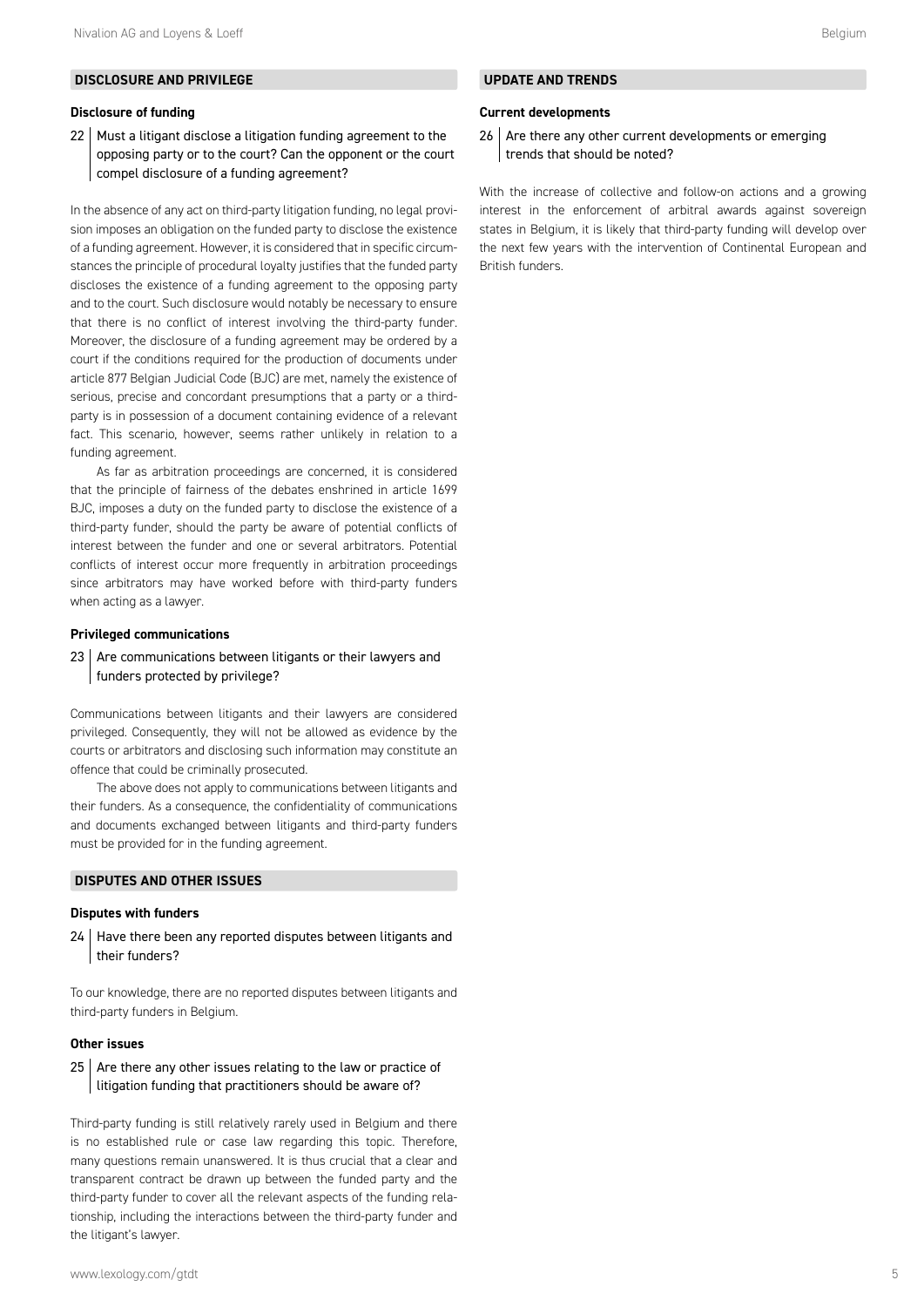## DISCLOSURE AND PRIVILEGE

### Disclosure of funding

**22 Must a litigant disclose a litigation funding agreement to the opposing party or to the court? Can the opponent or the court compel disclosure of a funding agreement?**

In the absence of any act on third-party litigation funding, no legal provision imposes an obligation on the funded party to disclose the existence of a funding agreement. However, it is considered that in specific circumstances the principle of procedural loyalty justifies that the funded party discloses the existence of a funding agreement to the opposing party and to the court. Such disclosure would notably be necessary to ensure that there is no conflict of interest involving the third-party funder. Moreover, the disclosure of a funding agreement may be ordered by a court if the conditions required for the production of documents under article 877 Belgian Judicial Code (BJC) are met, namely the existence of serious, precise and concordant presumptions that a party or a third-party is in possession of a document containing evidence of a relevant fact. This scenario, however, seems rather unlikely in relation to a funding agreement.

As far as arbitration proceedings are concerned, it is considered that the principle of fairness of the debates enshrined in article 1699 BJC, imposes a duty on the funded party to disclose the existence of a third-party funder, should the party be aware of potential conflicts of interest between the funder and one or several arbitrators. Potential conflicts of interest occur more frequently in arbitration proceedings since arbitrators may have worked before with third-party funders when acting as a lawyer.

### Privileged communications

**23 Are communications between litigants or their lawyers and funders protected by privilege?**

Communications between litigants and their lawyers are considered privileged. Consequently, they will not be allowed as evidence by the courts or arbitrators and disclosing such information may constitute an offence that could be criminally prosecuted.

The above does not apply to communications between litigants and their funders. As a consequence, the confidentiality of communications and documents exchanged between litigants and third-party funders must be provided for in the funding agreement.

## DISPUTES AND OTHER ISSUES

### Disputes with funders

**24 Have there been any reported disputes between litigants and their funders?**

To our knowledge, there are no reported disputes between litigants and third-party funders in Belgium.

### Other issues

**25 Are there any other issues relating to the law or practice of litigation funding that practitioners should be aware of?**

Third-party funding is still relatively rarely used in Belgium and there is no established rule or case law regarding this topic. Therefore, many questions remain unanswered. It is thus crucial that a clear and transparent contract be drawn up between the funded party and the third-party funder to cover all the relevant aspects of the funding relationship, including the interactions between the third-party funder and the litigant's lawyer.

## UPDATE AND TRENDS

### Current developments

**26 Are there any other current developments or emerging trends that should be noted?**

With the increase of collective and follow-on actions and a growing interest in the enforcement of arbitral awards against sovereign states in Belgium, it is likely that third-party funding will develop over the next few years with the intervention of Continental European and British funders.